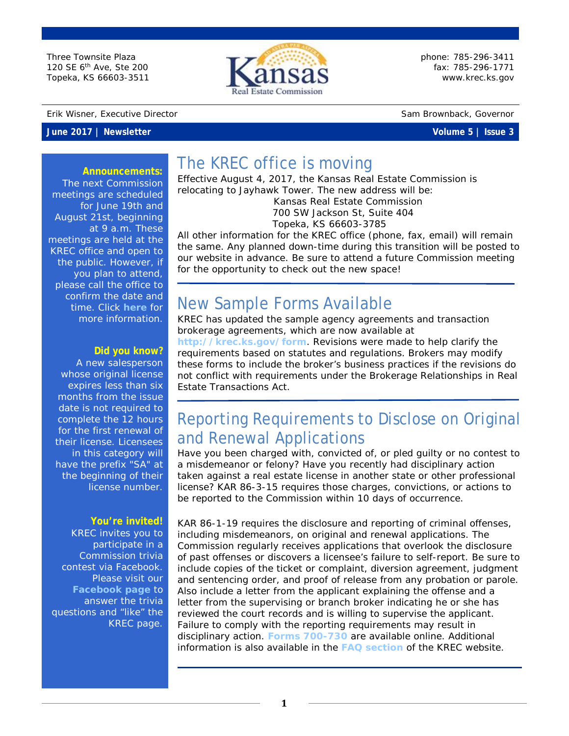Three Townsite Plaza
120 SE 6th Ave, Ste 200
Topeka, KS 66603-3511

Kansas Real Estate Commission

phone: 785-296-3411
fax: 785-296-1771
www.krec.ks.gov

Erik Wisner, Executive Director

Sam Brownback, Governor

**June 2017 | Newsletter** **Volume 5 | Issue 3**

**Announcements:**
The next Commission meetings are scheduled for June 19th and August 21st, beginning at 9 a.m. These meetings are held at the KREC office and open to the public. However, if you plan to attend, please call the office to confirm the date and time. Click **here** for more information.

**Did you know?**
A new salesperson whose original license expires less than six months from the issue date is not required to complete the 12 hours for the first renewal of their license. Licensees in this category will have the prefix "SA" at the beginning of their license number.

**You're invited!**
KREC invites you to participate in a Commission trivia contest via Facebook. Please visit our **Facebook page** to answer the trivia questions and "like" the KREC page.

# The KREC office is moving

Effective August 4, 2017, the Kansas Real Estate Commission is relocating to Jayhawk Tower. The new address will be:

Kansas Real Estate Commission
700 SW Jackson St, Suite 404
Topeka, KS 66603-3785

All other information for the KREC office (phone, fax, email) will remain the same. Any planned down-time during this transition will be posted to our website in advance. Be sure to attend a future Commission meeting for the opportunity to check out the new space!

# New Sample Forms Available

KREC has updated the sample agency agreements and transaction brokerage agreements, which are now available at **http://krec.ks.gov/form**. Revisions were made to help clarify the requirements based on statutes and regulations. Brokers may modify these forms to include the broker's business practices if the revisions do not conflict with requirements under the Brokerage Relationships in Real Estate Transactions Act.

# Reporting Requirements to Disclose on Original and Renewal Applications

Have you been charged with, convicted of, or pled guilty or no contest to a misdemeanor or felony? Have you recently had disciplinary action taken against a real estate license in another state or other professional license? KAR 86-3-15 requires those charges, convictions, or actions to be reported to the Commission within 10 days of occurrence.

KAR 86-1-19 requires the disclosure and reporting of criminal offenses, including misdemeanors, on original and renewal applications. The Commission regularly receives applications that overlook the disclosure of past offenses or discovers a licensee's failure to self-report. Be sure to include copies of the ticket or complaint, diversion agreement, judgment and sentencing order, and proof of release from any probation or parole. Also include a letter from the applicant explaining the offense and a letter from the supervising or branch broker indicating he or she has reviewed the court records and is willing to supervise the applicant. Failure to comply with the reporting requirements may result in disciplinary action. **Forms 700-730** are available online. Additional information is also available in the **FAQ section** of the KREC website.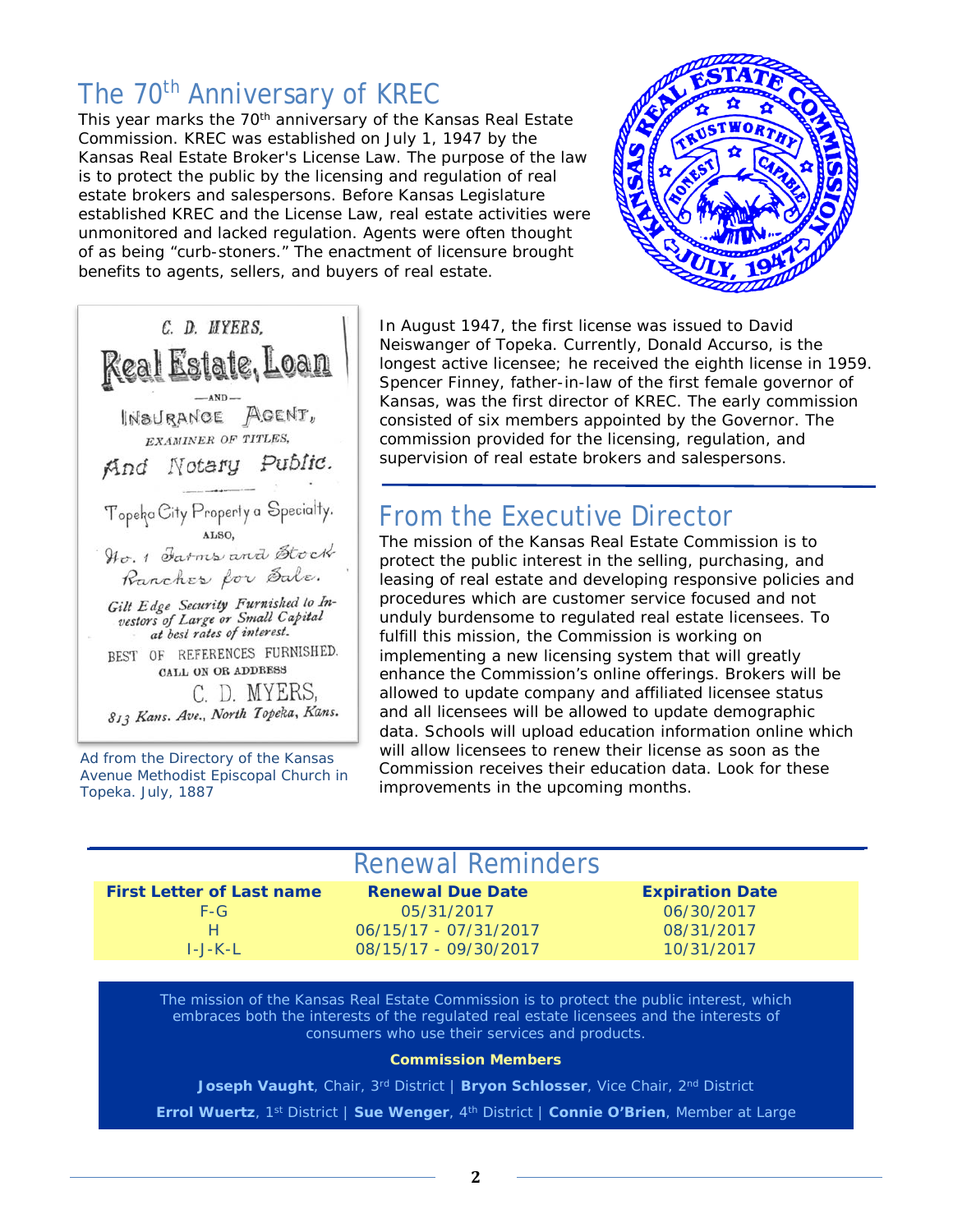## The 70th Anniversary of KREC

This year marks the 70th anniversary of the Kansas Real Estate Commission. KREC was established on July 1, 1947 by the Kansas Real Estate Broker's License Law. The purpose of the law is to protect the public by the licensing and regulation of real estate brokers and salespersons. Before Kansas Legislature established KREC and the License Law, real estate activities were unmonitored and lacked regulation. Agents were often thought of as being "curb-stoners." The enactment of licensure brought benefits to agents, sellers, and buyers of real estate.

C. D. MYERS,
Real Estate, Loan
—AND—
INSURANCE AGENT,
EXAMINER OF TITLES,
And Notary Public.
Topeka City Property a Specialty.
ALSO,
No. 1 Farms and Stock Ranches for Sale.
Gilt Edge Security Furnished to Investors of Large or Small Capital at best rates of interest.
BEST OF REFERENCES FURNISHED.
CALL ON OR ADDRESS
C. D. MYERS,
813 Kans. Ave., North Topeka, Kans.

Ad from the Directory of the Kansas Avenue Methodist Episcopal Church in Topeka. July, 1887

In August 1947, the first license was issued to David Neiswanger of Topeka. Currently, Donald Accurso, is the longest active licensee; he received the eighth license in 1959. Spencer Finney, father-in-law of the first female governor of Kansas, was the first director of KREC. The early commission consisted of six members appointed by the Governor. The commission provided for the licensing, regulation, and supervision of real estate brokers and salespersons.

## From the Executive Director

The mission of the Kansas Real Estate Commission is to protect the public interest in the selling, purchasing, and leasing of real estate and developing responsive policies and procedures which are customer service focused and not unduly burdensome to regulated real estate licensees. To fulfill this mission, the Commission is working on implementing a new licensing system that will greatly enhance the Commission's online offerings. Brokers will be allowed to update company and affiliated licensee status and all licensees will be allowed to update demographic data. Schools will upload education information online which will allow licensees to renew their license as soon as the Commission receives their education data. Look for these improvements in the upcoming months.

## Renewal Reminders

| First Letter of Last name | Renewal Due Date | Expiration Date |
| --- | --- | --- |
| F-G | 05/31/2017 | 06/30/2017 |
| H | 06/15/17 - 07/31/2017 | 08/31/2017 |
| I-J-K-L | 08/15/17 - 09/30/2017 | 10/31/2017 |

The mission of the Kansas Real Estate Commission is to protect the public interest, which embraces both the interests of the regulated real estate licensees and the interests of consumers who use their services and products.

**Commission Members**

**Joseph Vaught**, Chair, 3rd District | **Bryon Schlosser**, Vice Chair, 2nd District

**Errol Wuertz**, 1st District | **Sue Wenger**, 4th District | **Connie O'Brien**, Member at Large